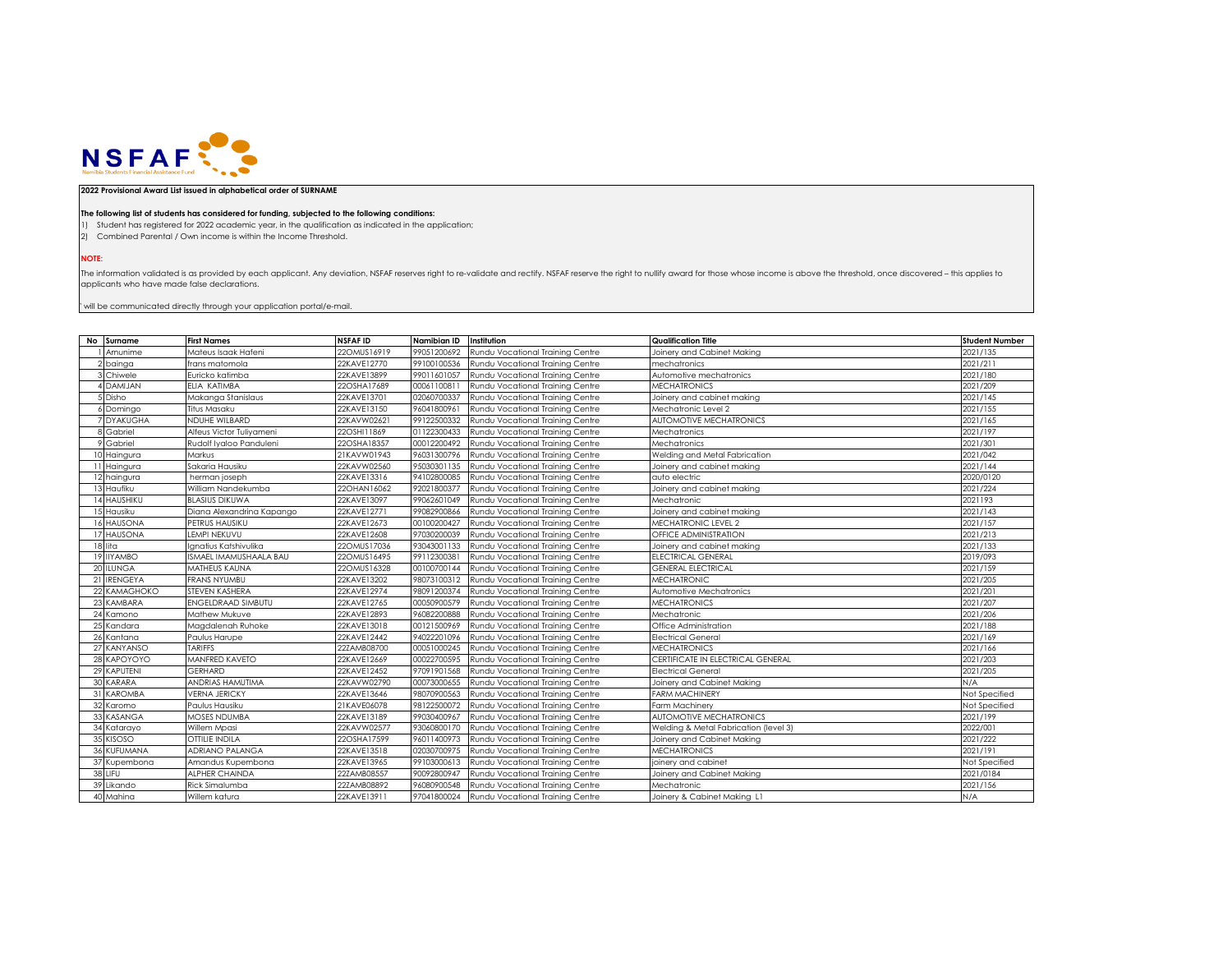NSFAF

Namibia Students Financial Assistance Fund

**2022 Provisional Award List issued in alphabetical order of SURNAME**

**The following list of students has considered for funding, subjected to the following conditions:**

1) Student has registered for 2022 academic year, in the qualification as indicated in the application;

2) Combined Parental / Own income is within the Income Threshold.

**NOTE:**

The information validated is as provided by each applicant. Any deviation, NSFAF reserves right to re-validate and rectify. NSFAF reserve the right to nullify award for those whose income is above the threshold, once discovered – this applies to applicants who have made false declarations.

' will be communicated directly through your application portal/e-mail.

| No | Surname | First Names | NSFAF ID | Namibian ID | Institution | Qualification Title | Student Number |
|---|---|---|---|---|---|---|---|
| 1 | Amunime | Mateus Isaak Hafeni | 22OMUS16919 | 99051200692 | Rundu Vocational Training Centre | Joinery and Cabinet Making | 2021/135 |
| 2 | bainga | frans matomola | 22KAVE12770 | 99100100536 | Rundu Vocational Training Centre | mechatronics | 2021/211 |
| 3 | Chiwele | Euricko katimba | 22KAVE13899 | 99011601057 | Rundu Vocational Training Centre | Automotive mechatronics | 2021/180 |
| 4 | DAMIJAN | ELIA KATIMBA | 22OSHA17689 | 00061100811 | Rundu Vocational Training Centre | MECHATRONICS | 2021/209 |
| 5 | Disho | Makanga Stanislaus | 22KAVE13701 | 02060700337 | Rundu Vocational Training Centre | Joinery and cabinet making | 2021/145 |
| 6 | Domingo | Titus Masaku | 22KAVE13150 | 96041800961 | Rundu Vocational Training Centre | Mechatronic Level 2 | 2021/155 |
| 7 | DYAKUGHA | NDUHE WILBARD | 22KAVW02621 | 99122500332 | Rundu Vocational Training Centre | AUTOMOTIVE MECHATRONICS | 2021/165 |
| 8 | Gabriel | Alfeus Victor Tuliyameni | 22OSHI11869 | 01122300433 | Rundu Vocational Training Centre | Mechatronics | 2021/197 |
| 9 | Gabriel | Rudolf Iyaloo Panduleni | 22OSHA18357 | 00012200492 | Rundu Vocational Training Centre | Mechatronics | 2021/301 |
| 10 | Haingura | Markus | 21KAVW01943 | 96031300796 | Rundu Vocational Training Centre | Welding and Metal Fabrication | 2021/042 |
| 11 | Haingura | Sakaria Hausiku | 22KAVW02560 | 95030301135 | Rundu Vocational Training Centre | Joinery and cabinet making | 2021/144 |
| 12 | haingura | herman joseph | 22KAVE13316 | 94102800085 | Rundu Vocational Training Centre | auto electric | 2020/0120 |
| 13 | Haufiku | William Nandekumba | 22OHAN16062 | 92021800377 | Rundu Vocational Training Centre | Joinery and cabinet making | 2021/224 |
| 14 | HAUSHIKU | BLASIUS DIKUWA | 22KAVE13097 | 99062601049 | Rundu Vocational Training Centre | Mechatronic | 2021193 |
| 15 | Hausiku | Diana Alexandrina Kapango | 22KAVE12771 | 99082900866 | Rundu Vocational Training Centre | Joinery and cabinet making | 2021/143 |
| 16 | HAUSONA | PETRUS HAUSIKU | 22KAVE12673 | 00100200427 | Rundu Vocational Training Centre | MECHATRONIC LEVEL 2 | 2021/157 |
| 17 | HAUSONA | LEMPI NEKUVU | 22KAVE12608 | 97030200039 | Rundu Vocational Training Centre | OFFICE ADMINISTRATION | 2021/213 |
| 18 | Iita | Ignatius Katshivulika | 22OMUS17036 | 93043001133 | Rundu Vocational Training Centre | Joinery and cabinet making | 2021/133 |
| 19 | IIYAMBO | ISMAEL IMAMUSHAALA BAU | 22OMUS16495 | 99112300381 | Rundu Vocational Training Centre | ELECTRICAL GENERAL | 2019/093 |
| 20 | ILUNGA | MATHEUS KAUNA | 22OMUS16328 | 00100700144 | Rundu Vocational Training Centre | GENERAL ELECTRICAL | 2021/159 |
| 21 | IRENGEYA | FRANS NYUMBU | 22KAVE13202 | 98073100312 | Rundu Vocational Training Centre | MECHATRONIC | 2021/205 |
| 22 | KAMAGHOKO | STEVEN KASHERA | 22KAVE12974 | 98091200374 | Rundu Vocational Training Centre | Automotive Mechatronics | 2021/201 |
| 23 | KAMBARA | ENGELDRAAD SIMBUTU | 22KAVE12765 | 00050900579 | Rundu Vocational Training Centre | MECHATRONICS | 2021/207 |
| 24 | Kamono | Mathew Mukuve | 22KAVE12893 | 96082200888 | Rundu Vocational Training Centre | Mechatronic | 2021/206 |
| 25 | Kandara | Magdalenah Ruhoke | 22KAVE13018 | 00121500969 | Rundu Vocational Training Centre | Office Administration | 2021/188 |
| 26 | Kantana | Paulus Harupe | 22KAVE12442 | 94022201096 | Rundu Vocational Training Centre | Electrical General | 2021/169 |
| 27 | KANYANSO | TARIFFS | 22ZAMB08700 | 00051000245 | Rundu Vocational Training Centre | MECHATRONICS | 2021/166 |
| 28 | KAPOYOYO | MANFRED KAVETO | 22KAVE12669 | 00022700595 | Rundu Vocational Training Centre | CERTIFICATE IN ELECTRICAL GENERAL | 2021/203 |
| 29 | KAPUTENI | GERHARD | 22KAVE12452 | 97091901568 | Rundu Vocational Training Centre | Electrical General | 2021/205 |
| 30 | KARARA | ANDRIAS HAMUTIMA | 22KAVW02790 | 00073000655 | Rundu Vocational Training Centre | Joinery and Cabinet Making | N/A |
| 31 | KAROMBA | VERNA JERICKY | 22KAVE13646 | 98070900563 | Rundu Vocational Training Centre | FARM MACHINERY | Not Specified |
| 32 | Karomo | Paulus Hausiku | 21KAVE06078 | 98122500072 | Rundu Vocational Training Centre | Farm Machinery | Not Specified |
| 33 | KASANGA | MOSES NDUMBA | 22KAVE13189 | 99030400967 | Rundu Vocational Training Centre | AUTOMOTIVE MECHATRONICS | 2021/199 |
| 34 | Katarayo | Willem Mpasi | 22KAVW02577 | 93060800170 | Rundu Vocational Training Centre | Welding & Metal Fabrication (level 3) | 2022/001 |
| 35 | KISOSO | OTTILIE INDILA | 22OSHA17599 | 96011400973 | Rundu Vocational Training Centre | Joinery and Cabinet Making | 2021/222 |
| 36 | KUFUMANA | ADRIANO PALANGA | 22KAVE13518 | 02030700975 | Rundu Vocational Training Centre | MECHATRONICS | 2021/191 |
| 37 | Kupembona | Amandus Kupembona | 22KAVE13965 | 99103000613 | Rundu Vocational Training Centre | joinery and cabinet | Not Specified |
| 38 | LIFU | ALPHER CHAINDA | 22ZAMB08557 | 90092800947 | Rundu Vocational Training Centre | Joinery and Cabinet Making | 2021/0184 |
| 39 | Likando | Rick Simalumba | 22ZAMB08892 | 96080900548 | Rundu Vocational Training Centre | Mechatronic | 2021/156 |
| 40 | Mahina | Willem katura | 22KAVE13911 | 97041800024 | Rundu Vocational Training Centre | Joinery & Cabinet Making L1 | N/A |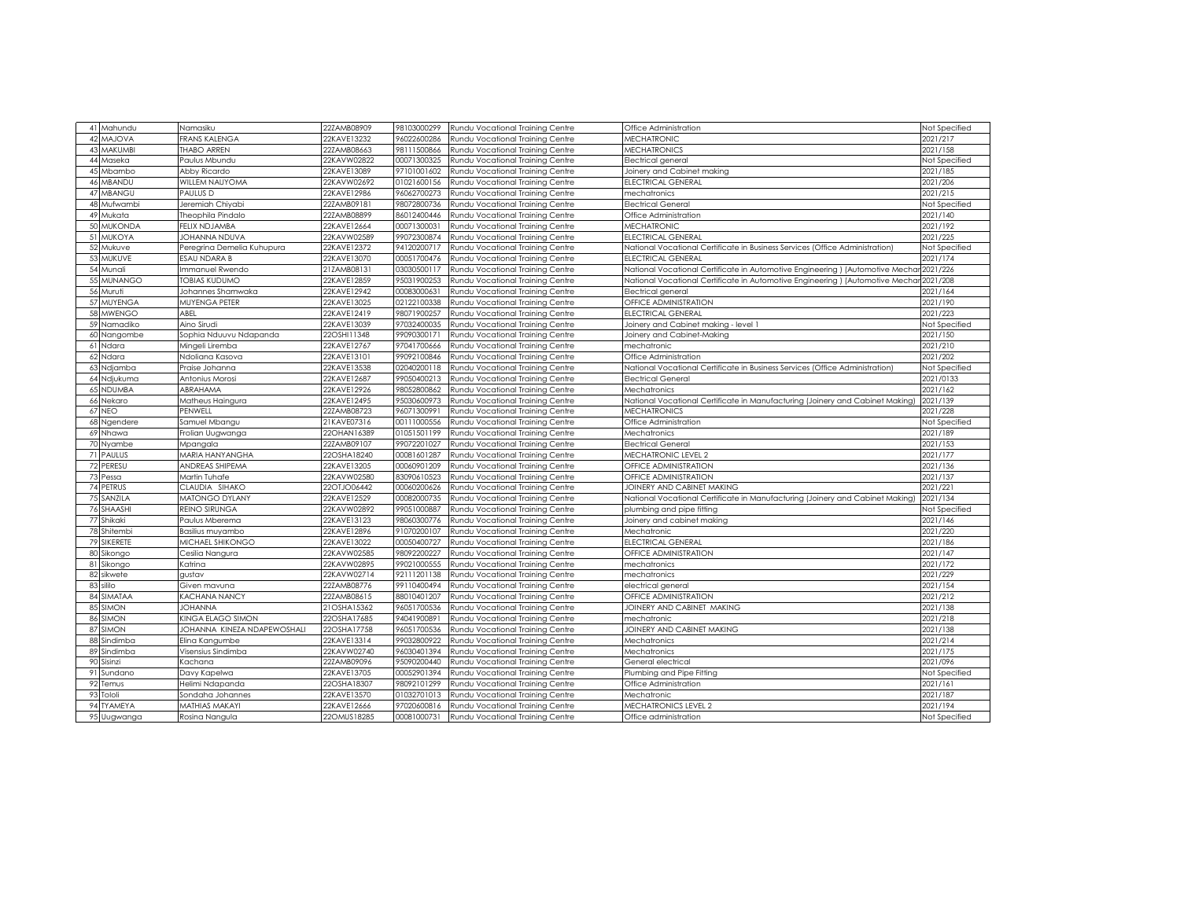| | | | | | | | |
|---|---|---|---|---|---|---|---|
| 41 | Mahundu | Namasiku | 22ZAMB08909 | 98103000299 | Rundu Vocational Training Centre | Office Administration | Not Specified |
| 42 | MAJOVA | FRANS KALENGA | 22KAVE13232 | 96022600286 | Rundu Vocational Training Centre | MECHATRONIC | 2021/217 |
| 43 | MAKUMBI | THABO ARREN | 22ZAMB08663 | 98111500866 | Rundu Vocational Training Centre | MECHATRONICS | 2021/158 |
| 44 | Maseka | Paulus Mbundu | 22KAVW02822 | 00071300325 | Rundu Vocational Training Centre | Electrical general | Not Specified |
| 45 | Mbambo | Abby Ricardo | 22KAVE13089 | 97101001602 | Rundu Vocational Training Centre | Joinery and Cabinet making | 2021/185 |
| 46 | MBANDU | WILLEM NAUYOMA | 22KAVW02692 | 01021600156 | Rundu Vocational Training Centre | ELECTRICAL GENERAL | 2021/206 |
| 47 | MBANGU | PAULUS D | 22KAVE12986 | 96062700273 | Rundu Vocational Training Centre | mechatronics | 2021/215 |
| 48 | Mufwambi | Jeremiah Chiyabi | 22ZAMB09181 | 98072800736 | Rundu Vocational Training Centre | Electrical General | Not Specified |
| 49 | Mukata | Theophila Pindalo | 22ZAMB08899 | 86012400446 | Rundu Vocational Training Centre | Office Administration | 2021/140 |
| 50 | MUKONDA | FELIX NDJAMBA | 22KAVE12664 | 00071300031 | Rundu Vocational Training Centre | MECHATRONIC | 2021/192 |
| 51 | MUKOYA | JOHANNA NDUVA | 22KAVW02589 | 99072300874 | Rundu Vocational Training Centre | ELECTRICAL GENERAL | 2021/225 |
| 52 | Mukuve | Peregrina Demelia Kuhupura | 22KAVE12372 | 94120200717 | Rundu Vocational Training Centre | National Vocational Certificate in Business Services (Office Administration) | Not Specified |
| 53 | MUKUVE | ESAU NDARA B | 22KAVE13070 | 00051700476 | Rundu Vocational Training Centre | ELECTRICAL GENERAL | 2021/174 |
| 54 | Munali | Immanuel Rwendo | 21ZAMB08131 | 03030500117 | Rundu Vocational Training Centre | National Vocational Certificate in Automotive Engineering ) (Automotive Mechar | 2021/226 |
| 55 | MUNANGO | TOBIAS KUDUMO | 22KAVE12859 | 95031900253 | Rundu Vocational Training Centre | National Vocational Certificate in Automotive Engineering ) (Automotive Mechar | 2021/208 |
| 56 | Muruti | Johannes Shamwaka | 22KAVE12942 | 00083000631 | Rundu Vocational Training Centre | Electrical general | 2021/164 |
| 57 | MUYENGA | MUYENGA PETER | 22KAVE13025 | 02122100338 | Rundu Vocational Training Centre | OFFICE ADMINISTRATION | 2021/190 |
| 58 | MWENGO | ABEL | 22KAVE12419 | 98071900257 | Rundu Vocational Training Centre | ELECTRICAL GENERAL | 2021/223 |
| 59 | Namadiko | Aino Sirudi | 22KAVE13039 | 97032400035 | Rundu Vocational Training Centre | Joinery and Cabinet making - level 1 | Not Specified |
| 60 | Nangombe | Sophia Nduuvu Ndapanda | 22OSHI11348 | 99090300171 | Rundu Vocational Training Centre | Joinery and Cabinet-Making | 2021/150 |
| 61 | Ndara | Mingeli Liremba | 22KAVE12767 | 97041700666 | Rundu Vocational Training Centre | mechatronic | 2021/210 |
| 62 | Ndara | Ndoliana Kasova | 22KAVE13101 | 99092100846 | Rundu Vocational Training Centre | Office Administration | 2021/202 |
| 63 | Ndjamba | Praise Johanna | 22KAVE13538 | 02040200118 | Rundu Vocational Training Centre | National Vocational Certificate in Business Services (Office Administration) | Not Specified |
| 64 | Ndjukuma | Antonius Morosi | 22KAVE12687 | 99050400213 | Rundu Vocational Training Centre | Electrical General | 2021/0133 |
| 65 | NDUMBA | ABRAHAMA | 22KAVE12926 | 98052800862 | Rundu Vocational Training Centre | Mechatronics | 2021/162 |
| 66 | Nekaro | Matheus Haingura | 22KAVE12495 | 95030600973 | Rundu Vocational Training Centre | National Vocational Certificate in Manufacturing (Joinery and Cabinet Making) | 2021/139 |
| 67 | NEO | PENWELL | 22ZAMB08723 | 96071300991 | Rundu Vocational Training Centre | MECHATRONICS | 2021/228 |
| 68 | Ngendere | Samuel Mbangu | 21KAVE07316 | 00111000556 | Rundu Vocational Training Centre | Office Administration | Not Specified |
| 69 | Nhawa | Frolian Uugwanga | 22OHAN16389 | 01051501199 | Rundu Vocational Training Centre | Mechatronics | 2021/189 |
| 70 | Nyambe | Mpangala | 22ZAMB09107 | 99072201027 | Rundu Vocational Training Centre | Electrical General | 2021/153 |
| 71 | PAULUS | MARIA HANYANGHA | 22OSHA18240 | 00081601287 | Rundu Vocational Training Centre | MECHATRONIC LEVEL 2 | 2021/177 |
| 72 | PERESU | ANDREAS SHIPEMA | 22KAVE13205 | 00060901209 | Rundu Vocational Training Centre | OFFICE ADMINISTRATION | 2021/136 |
| 73 | Pessa | Martin Tuhafe | 22KAVW02580 | 83090610523 | Rundu Vocational Training Centre | OFFICE ADMINISTRATION | 2021/137 |
| 74 | PETRUS | CLAUDIA SIHAKO | 22OTJO06442 | 00060200626 | Rundu Vocational Training Centre | JOINERY AND CABINET MAKING | 2021/221 |
| 75 | SANZILA | MATONGO DYLANY | 22KAVE12529 | 00082000735 | Rundu Vocational Training Centre | National Vocational Certificate in Manufacturing (Joinery and Cabinet Making) | 2021/134 |
| 76 | SHAASHI | REINO SIRUNGA | 22KAVW02892 | 99051000887 | Rundu Vocational Training Centre | plumbing and pipe fitting | Not Specified |
| 77 | Shikaki | Paulus Mberema | 22KAVE13123 | 98060300776 | Rundu Vocational Training Centre | Joinery and cabinet making | 2021/146 |
| 78 | Shitembi | Basilius muyambo | 22KAVE12896 | 91070200107 | Rundu Vocational Training Centre | Mechatronic | 2021/220 |
| 79 | SIKERETE | MICHAEL SHIKONGO | 22KAVE13022 | 00050400727 | Rundu Vocational Training Centre | ELECTRICAL GENERAL | 2021/186 |
| 80 | Sikongo | Cesilia Nangura | 22KAVW02585 | 98092200227 | Rundu Vocational Training Centre | OFFICE ADMINISTRATION | 2021/147 |
| 81 | Sikongo | Katrina | 22KAVW02895 | 99021000555 | Rundu Vocational Training Centre | mechatronics | 2021/172 |
| 82 | sikwete | gustav | 22KAVW02714 | 92111201138 | Rundu Vocational Training Centre | mechatronics | 2021/229 |
| 83 | sililo | Given mavuna | 22ZAMB08776 | 99110400494 | Rundu Vocational Training Centre | electrical general | 2021/154 |
| 84 | SIMATAA | KACHANA NANCY | 22ZAMB08615 | 88010401207 | Rundu Vocational Training Centre | OFFICE ADMINISTRATION | 2021/212 |
| 85 | SIMON | JOHANNA | 21OSHA15362 | 96051700536 | Rundu Vocational Training Centre | JOINERY AND CABINET MAKING | 2021/138 |
| 86 | SIMON | KINGA ELAGO SIMON | 22OSHA17685 | 94041900891 | Rundu Vocational Training Centre | mechatronic | 2021/218 |
| 87 | SIMON | JOHANNA KINEZA NDAPEWOSHALI | 22OSHA17758 | 96051700536 | Rundu Vocational Training Centre | JOINERY AND CABINET MAKING | 2021/138 |
| 88 | Sindimba | Elina Kangumbe | 22KAVE13314 | 99032800922 | Rundu Vocational Training Centre | Mechatronics | 2021/214 |
| 89 | Sindimba | Visensius Sindimba | 22KAVW02740 | 96030401394 | Rundu Vocational Training Centre | Mechatronics | 2021/175 |
| 90 | Sisinzi | Kachana | 22ZAMB09096 | 95090200440 | Rundu Vocational Training Centre | General electrical | 2021/096 |
| 91 | Sundano | Davy Kapelwa | 22KAVE13705 | 00052901394 | Rundu Vocational Training Centre | Plumbing and Pipe Fitting | Not Specified |
| 92 | Temus | Helimi Ndapanda | 22OSHA18307 | 98092101299 | Rundu Vocational Training Centre | Office Administration | 2021/161 |
| 93 | Tololi | Sondaha Johannes | 22KAVE13570 | 01032701013 | Rundu Vocational Training Centre | Mechatronic | 2021/187 |
| 94 | TYAMEYA | MATHIAS MAKAYI | 22KAVE12666 | 97020600816 | Rundu Vocational Training Centre | MECHATRONICS LEVEL 2 | 2021/194 |
| 95 | Uugwanga | Rosina Nangula | 22OMUS18285 | 00081000731 | Rundu Vocational Training Centre | Office administration | Not Specified |